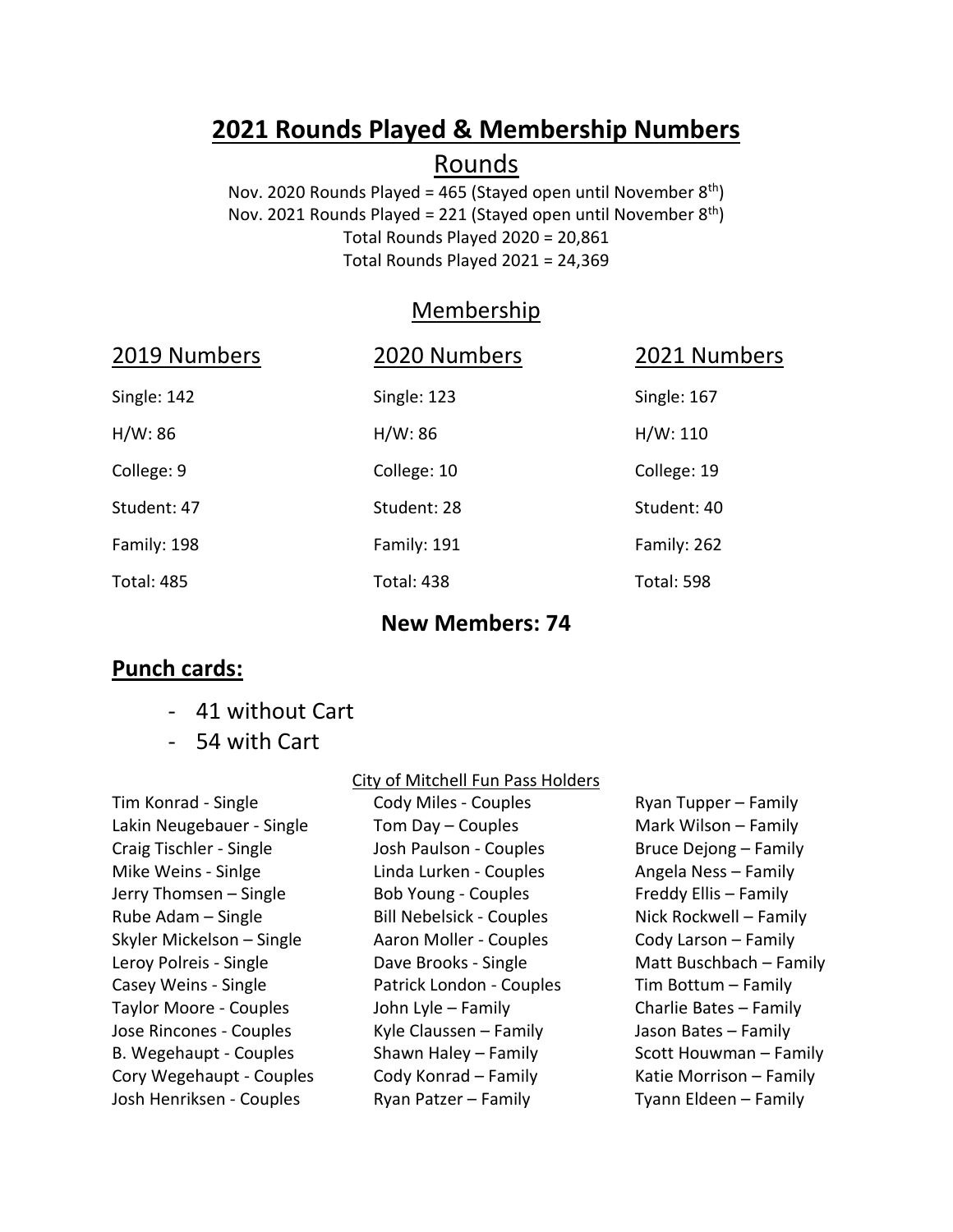# 2021 Rounds Played & Membership Numbers

## Rounds

Nov. 2020 Rounds Played = 465 (Stayed open until November 8th)
Nov. 2021 Rounds Played = 221 (Stayed open until November 8th)
Total Rounds Played 2020 = 20,861
Total Rounds Played 2021 = 24,369

## Membership

| 2019 Numbers | 2020 Numbers | 2021 Numbers |
|---|---|---|
| Single: 142 | Single: 123 | Single: 167 |
| H/W: 86 | H/W: 86 | H/W: 110 |
| College: 9 | College: 10 | College: 19 |
| Student: 47 | Student: 28 | Student: 40 |
| Family: 198 | Family: 191 | Family: 262 |
| Total: 485 | Total: 438 | Total: 598 |

**New Members: 74**

## Punch cards:

- 41 without Cart
- 54 with Cart

City of Mitchell Fun Pass Holders

Tim Konrad - Single
Lakin Neugebauer - Single
Craig Tischler - Single
Mike Weins - Sinlge
Jerry Thomsen – Single
Rube Adam – Single
Skyler Mickelson – Single
Leroy Polreis - Single
Casey Weins - Single
Taylor Moore - Couples
Jose Rincones - Couples
B. Wegehaupt - Couples
Cory Wegehaupt - Couples
Josh Henriksen - Couples
Cody Miles - Couples
Tom Day – Couples
Josh Paulson - Couples
Linda Lurken - Couples
Bob Young - Couples
Bill Nebelsick - Couples
Aaron Moller - Couples
Dave Brooks - Single
Patrick London - Couples
John Lyle – Family
Kyle Claussen – Family
Shawn Haley – Family
Cody Konrad – Family
Ryan Patzer – Family
Ryan Tupper – Family
Mark Wilson – Family
Bruce Dejong – Family
Angela Ness – Family
Freddy Ellis – Family
Nick Rockwell – Family
Cody Larson – Family
Matt Buschbach – Family
Tim Bottum – Family
Charlie Bates – Family
Jason Bates – Family
Scott Houwman – Family
Katie Morrison – Family
Tyann Eldeen – Family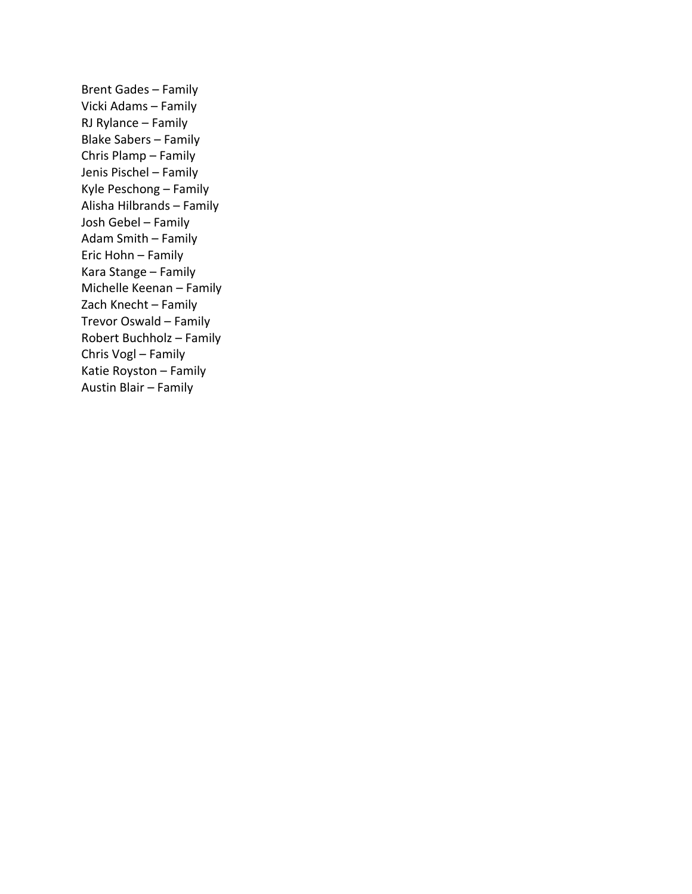Brent Gades – Family
Vicki Adams – Family
RJ Rylance – Family
Blake Sabers – Family
Chris Plamp – Family
Jenis Pischel – Family
Kyle Peschong – Family
Alisha Hilbrands – Family
Josh Gebel – Family
Adam Smith – Family
Eric Hohn – Family
Kara Stange – Family
Michelle Keenan – Family
Zach Knecht – Family
Trevor Oswald – Family
Robert Buchholz – Family
Chris Vogl – Family
Katie Royston – Family
Austin Blair – Family